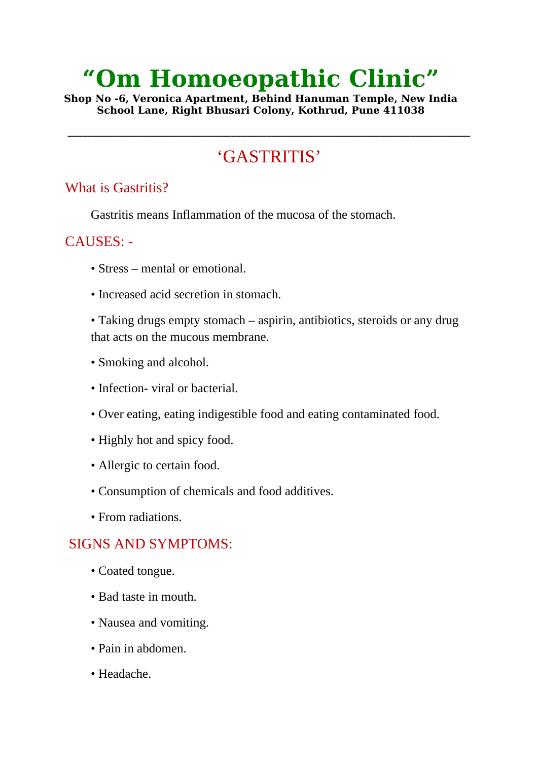# "Om Homoeopathic Clinic"

**Shop No -6, Veronica Apartment, Behind Hanuman Temple, New India School Lane, Right Bhusari Colony, Kothrud, Pune 411038**

---

## 'GASTRITIS'

### What is Gastritis?

Gastritis means Inflammation of the mucosa of the stomach.

### CAUSES: -

- Stress – mental or emotional.
- Increased acid secretion in stomach.
- Taking drugs empty stomach – aspirin, antibiotics, steroids or any drug that acts on the mucous membrane.
- Smoking and alcohol.
- Infection- viral or bacterial.
- Over eating, eating indigestible food and eating contaminated food.
- Highly hot and spicy food.
- Allergic to certain food.
- Consumption of chemicals and food additives.
- From radiations.

### SIGNS AND SYMPTOMS:

- Coated tongue.
- Bad taste in mouth.
- Nausea and vomiting.
- Pain in abdomen.
- Headache.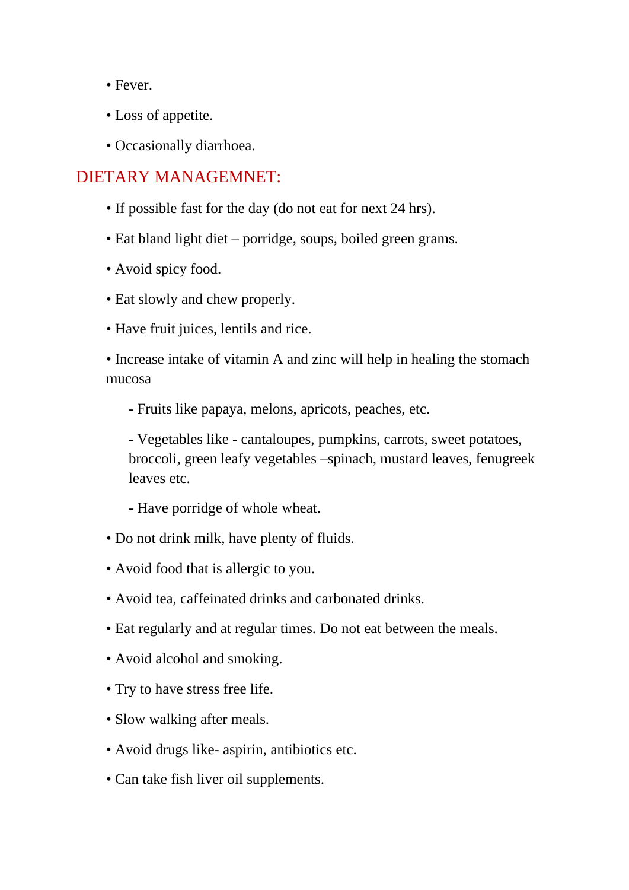- Fever.
- Loss of appetite.
- Occasionally diarrhoea.

## DIETARY MANAGEMNET:

- If possible fast for the day (do not eat for next 24 hrs).
- Eat bland light diet – porridge, soups, boiled green grams.
- Avoid spicy food.
- Eat slowly and chew properly.
- Have fruit juices, lentils and rice.
- Increase intake of vitamin A and zinc will help in healing the stomach mucosa
    - Fruits like papaya, melons, apricots, peaches, etc.
    - Vegetables like - cantaloupes, pumpkins, carrots, sweet potatoes, broccoli, green leafy vegetables –spinach, mustard leaves, fenugreek leaves etc.
    - Have porridge of whole wheat.
- Do not drink milk, have plenty of fluids.
- Avoid food that is allergic to you.
- Avoid tea, caffeinated drinks and carbonated drinks.
- Eat regularly and at regular times. Do not eat between the meals.
- Avoid alcohol and smoking.
- Try to have stress free life.
- Slow walking after meals.
- Avoid drugs like- aspirin, antibiotics etc.
- Can take fish liver oil supplements.